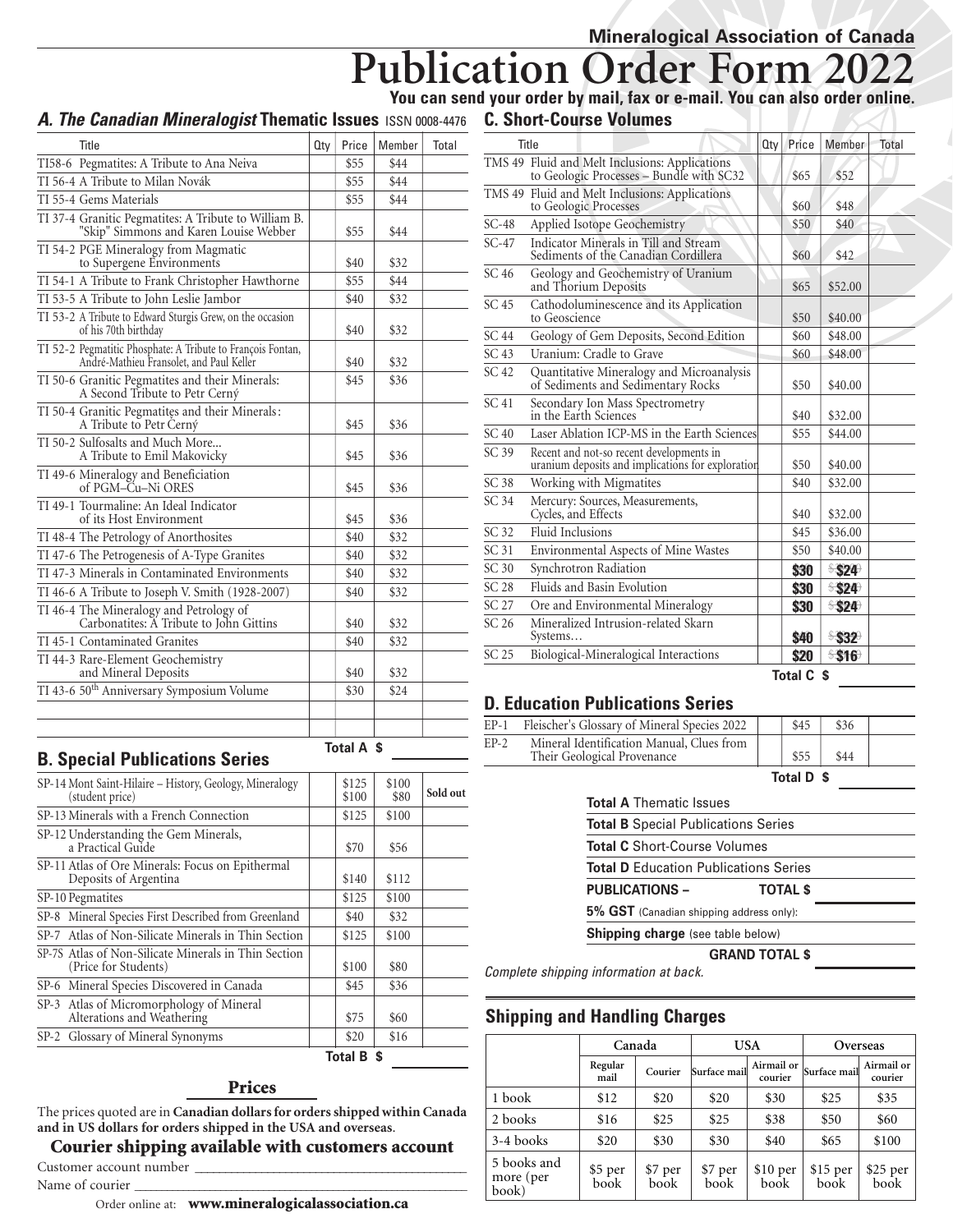**Mineralogical Association of Canada**

# Publication Order Form 2022

**You can send your order by mail, fax or e-mail. You can also order online.**

## A. *The Canadian Mineralogist* Thematic Issues ISSN 0008-4476

| Title | Qty | Price | Member | Total |
|---|---|---|---|---|
| TI58-6 Pegmatites: A Tribute to Ana Neiva | | $55 | $44 | |
| TI 56-4 A Tribute to Milan Novák | | $55 | $44 | |
| TI 55-4 Gems Materials | | $55 | $44 | |
| TI 37-4 Granitic Pegmatites: A Tribute to William B. "Skip" Simmons and Karen Louise Webber | | $55 | $44 | |
| TI 54-2 PGE Mineralogy from Magmatic to Supergene Environments | | $40 | $32 | |
| TI 54-1 A Tribute to Frank Christopher Hawthorne | | $55 | $44 | |
| TI 53-5 A Tribute to John Leslie Jambor | | $40 | $32 | |
| TI 53-2 A Tribute to Edward Sturgis Grew, on the occasion of his 70th birthday | | $40 | $32 | |
| TI 52-2 Pegmatitic Phosphate: A Tribute to François Fontan, André-Mathieu Fransolet, and Paul Keller | | $40 | $32 | |
| TI 50-6 Granitic Pegmatites and their Minerals: A Second Tribute to Petr Cerný | | $45 | $36 | |
| TI 50-4 Granitic Pegmatites and their Minerals: A Tribute to Petr Cerný | | $45 | $36 | |
| TI 50-2 Sulfosalts and Much More... A Tribute to Emil Makovicky | | $45 | $36 | |
| TI 49-6 Mineralogy and Beneficiation of PGM–Cu–Ni ORES | | $45 | $36 | |
| TI 49-1 Tourmaline: An Ideal Indicator of its Host Environment | | $45 | $36 | |
| TI 48-4 The Petrology of Anorthosites | | $40 | $32 | |
| TI 47-6 The Petrogenesis of A-Type Granites | | $40 | $32 | |
| TI 47-3 Minerals in Contaminated Environments | | $40 | $32 | |
| TI 46-6 A Tribute to Joseph V. Smith (1928-2007) | | $40 | $32 | |
| TI 46-4 The Mineralogy and Petrology of Carbonatites: A Tribute to John Gittins | | $40 | $32 | |
| TI 45-1 Contaminated Granites | | $40 | $32 | |
| TI 44-3 Rare-Element Geochemistry and Mineral Deposits | | $40 | $32 | |
| TI 43-6 50th Anniversary Symposium Volume | | $30 | $24 | |
| | | | | |
| | | | | |

**Total A $** ______

## B. Special Publications Series

| Title | Qty | Price | Member | Total |
|---|---|---|---|---|
| SP-14 Mont Saint-Hilaire – History, Geology, Mineralogy (student price) | | $125 $100 | $100 $80 | Sold out |
| SP-13 Minerals with a French Connection | | $125 | $100 | |
| SP-12 Understanding the Gem Minerals, a Practical Guide | | $70 | $56 | |
| SP-11 Atlas of Ore Minerals: Focus on Epithermal Deposits of Argentina | | $140 | $112 | |
| SP-10 Pegmatites | | $125 | $100 | |
| SP-8 Mineral Species First Described from Greenland | | $40 | $32 | |
| SP-7 Atlas of Non-Silicate Minerals in Thin Section | | $125 | $100 | |
| SP-7S Atlas of Non-Silicate Minerals in Thin Section (Price for Students) | | $100 | $80 | |
| SP-6 Mineral Species Discovered in Canada | | $45 | $36 | |
| SP-3 Atlas of Micromorphology of Mineral Alterations and Weathering | | $75 | $60 | |
| SP-2 Glossary of Mineral Synonyms | | $20 | $16 | |

**Total B $** ______

### Prices

The prices quoted are in **Canadian dollars for orders shipped within Canada and in US dollars for orders shipped in the USA and overseas**.

### Courier shipping available with customers account

Customer account number ______

Name of courier ______

Order online at: **www.mineralogicalassociation.ca**

## C. Short-Course Volumes

| Title | Qty | Price | Member | Total |
|---|---|---|---|---|
| TMS 49 Fluid and Melt Inclusions: Applications to Geologic Processes – Bundle with SC32 | | $65 | $52 | |
| TMS 49 Fluid and Melt Inclusions: Applications to Geologic Processes | | $60 | $48 | |
| SC-48 Applied Isotope Geochemistry | | $50 | $40 | |
| SC-47 Indicator Minerals in Till and Stream Sediments of the Canadian Cordillera | | $60 | $42 | |
| SC 46 Geology and Geochemistry of Uranium and Thorium Deposits | | $65 | $52.00 | |
| SC 45 Cathodoluminescence and its Application to Geoscience | | $50 | $40.00 | |
| SC 44 Geology of Gem Deposits, Second Edition | | $60 | $48.00 | |
| SC 43 Uranium: Cradle to Grave | | $60 | $48.00 | |
| SC 42 Quantitative Mineralogy and Microanalysis of Sediments and Sedimentary Rocks | | $50 | $40.00 | |
| SC 41 Secondary Ion Mass Spectrometry in the Earth Sciences | | $40 | $32.00 | |
| SC 40 Laser Ablation ICP-MS in the Earth Sciences | | $55 | $44.00 | |
| SC 39 Recent and not-so recent developments in uranium deposits and implications for exploration | | $50 | $40.00 | |
| SC 38 Working with Migmatites | | $40 | $32.00 | |
| SC 34 Mercury: Sources, Measurements, Cycles, and Effects | | $40 | $32.00 | |
| SC 32 Fluid Inclusions | | $45 | $36.00 | |
| SC 31 Environmental Aspects of Mine Wastes | | $50 | $40.00 | |
| SC 30 Synchrotron Radiation | | **$30** | **$24** | |
| SC 28 Fluids and Basin Evolution | | **$30** | **$24** | |
| SC 27 Ore and Environmental Mineralogy | | **$30** | **$24** | |
| SC 26 Mineralized Intrusion-related Skarn Systems… | | **$40** | **$32** | |
| SC 25 Biological-Mineralogical Interactions | | **$20** | **$16** | |

**Total C $** ______

## D. Education Publications Series

| Title | Qty | Price | Member | Total |
|---|---|---|---|---|
| EP-1 Fleischer's Glossary of Mineral Species 2022 | | $45 | $36 | |
| EP-2 Mineral Identification Manual, Clues from Their Geological Provenance | | $55 | $44 | |

**Total D $** ______

**Total A** Thematic Issues

**Total B** Special Publications Series

**Total C** Short-Course Volumes

**Total D** Education Publications Series

**PUBLICATIONS – TOTAL $** ______

**5% GST** (Canadian shipping address only): ______

**Shipping charge** (see table below) ______

**GRAND TOTAL $** ______

*Complete shipping information at back.*

## Shipping and Handling Charges

| | Canada | | USA | | Overseas | |
|---|---|---|---|---|---|---|
| | Regular mail | Courier | Surface mail | Airmail or courier | Surface mail | Airmail or courier |
| 1 book | $12 | $20 | $20 | $30 | $25 | $35 |
| 2 books | $16 | $25 | $25 | $38 | $50 | $60 |
| 3-4 books | $20 | $30 | $30 | $40 | $65 | $100 |
| 5 books and more (per book) | $5 per book | $7 per book | $7 per book | $10 per book | $15 per book | $25 per book |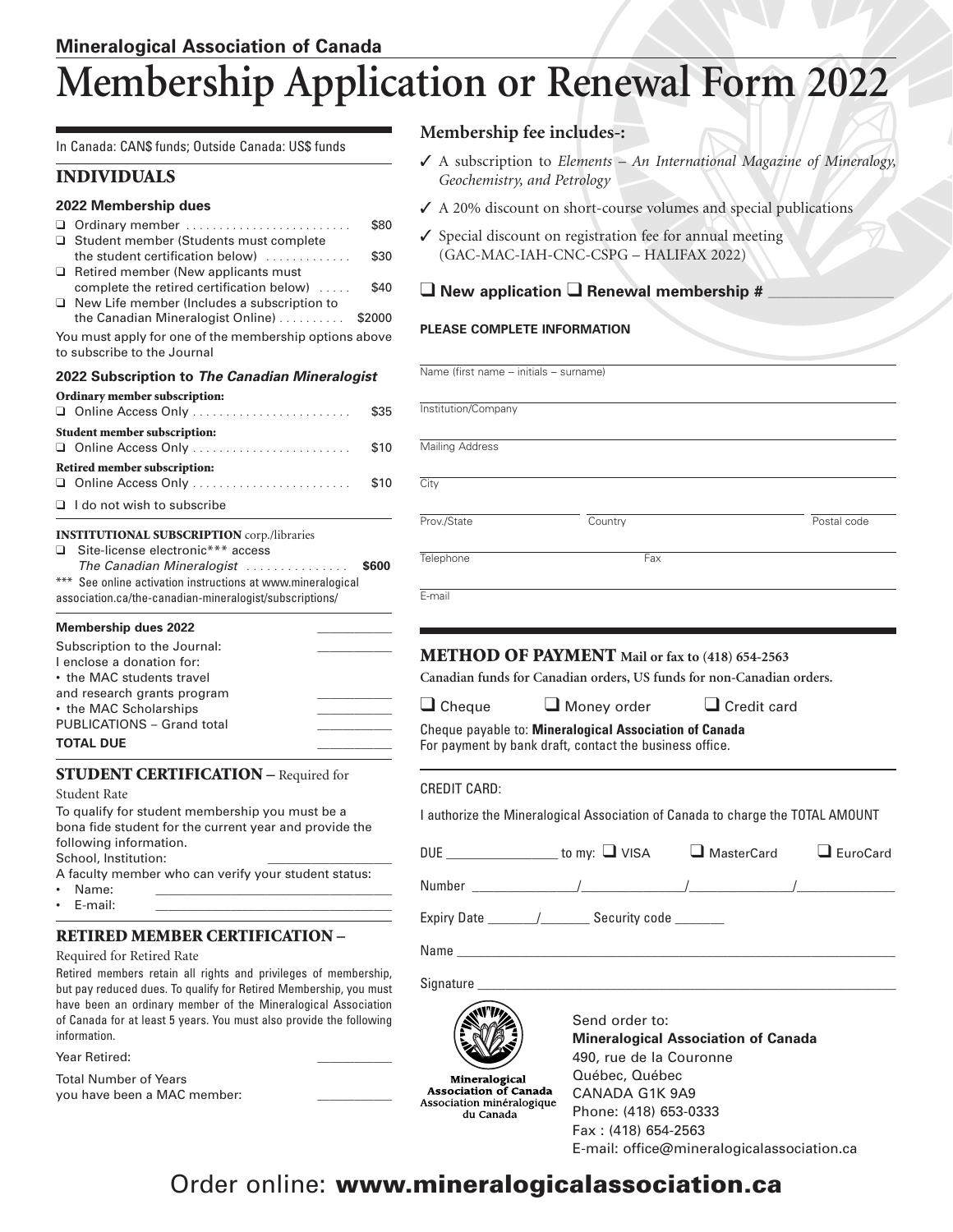**Mineralogical Association of Canada**

# Membership Application or Renewal Form 2022

In Canada: CAN$ funds; Outside Canada: US$ funds

## INDIVIDUALS

### 2022 Membership dues

- ❑ Ordinary member ........................ $80
- ❑ Student member (Students must complete the student certification below) ............ $30
- ❑ Retired member (New applicants must complete the retired certification below) ..... $40
- ❑ New Life member (Includes a subscription to the Canadian Mineralogist Online) .......... $2000

You must apply for one of the membership options above to subscribe to the Journal

### 2022 Subscription to *The Canadian Mineralogist*

**Ordinary member subscription:**
- ❑ Online Access Only ........................ $35

**Student member subscription:**
- ❑ Online Access Only ........................ $10

**Retired member subscription:**
- ❑ Online Access Only ........................ $10

- ❑ I do not wish to subscribe

**INSTITUTIONAL SUBSCRIPTION** corp./libraries
- ❑ Site-license electronic*** access *The Canadian Mineralogist* ............... **$600**

*** See online activation instructions at www.mineralogicalassociation.ca/the-canadian-mineralogist/subscriptions/

**Membership dues 2022** ___________

Subscription to the Journal: ___________

I enclose a donation for:
- the MAC students travel and research grants program ___________
- the MAC Scholarships ___________

PUBLICATIONS – Grand total ___________

**TOTAL DUE** ___________

## STUDENT CERTIFICATION – Required for Student Rate

To qualify for student membership you must be a bona fide student for the current year and provide the following information.

School, Institution: ___________

A faculty member who can verify your student status:
- Name: ___________
- E-mail: ___________

## RETIRED MEMBER CERTIFICATION – Required for Retired Rate

Retired members retain all rights and privileges of membership, but pay reduced dues. To qualify for Retired Membership, you must have been an ordinary member of the Mineralogical Association of Canada for at least 5 years. You must also provide the following information.

Year Retired: ___________

Total Number of Years you have been a MAC member: ___________

## Membership fee includes-:

- ✓ A subscription to *Elements – An International Magazine of Mineralogy, Geochemistry, and Petrology*
- ✓ A 20% discount on short-course volumes and special publications
- ✓ Special discount on registration fee for annual meeting (GAC-MAC-IAH-CNC-CSPG – HALIFAX 2022)

**❑ New application ❑ Renewal membership #** ___________

**PLEASE COMPLETE INFORMATION**

Name (first name – initials – surname) ___________

Institution/Company ___________

Mailing Address ___________

City ___________

Prov./State ___________ Country ___________ Postal code ___________

Telephone ___________ Fax ___________

E-mail ___________

## METHOD OF PAYMENT Mail or fax to (418) 654-2563

**Canadian funds for Canadian orders, US funds for non-Canadian orders.**

❑ Cheque ❑ Money order ❑ Credit card

Cheque payable to: **Mineralogical Association of Canada**
For payment by bank draft, contact the business office.

CREDIT CARD:

I authorize the Mineralogical Association of Canada to charge the TOTAL AMOUNT

DUE ________________ to my: ❑ VISA ❑ MasterCard ❑ EuroCard

Number ______________/______________/______________/______________

Expiry Date _______/_______ Security code _______

Name ___________

Signature ___________

Mineralogical Association of Canada
Association minéralogique du Canada

Send order to:
**Mineralogical Association of Canada**
490, rue de la Couronne
Québec, Québec
CANADA G1K 9A9
Phone: (418) 653-0333
Fax : (418) 654-2563
E-mail: office@mineralogicalassociation.ca

Order online: **www.mineralogicalassociation.ca**